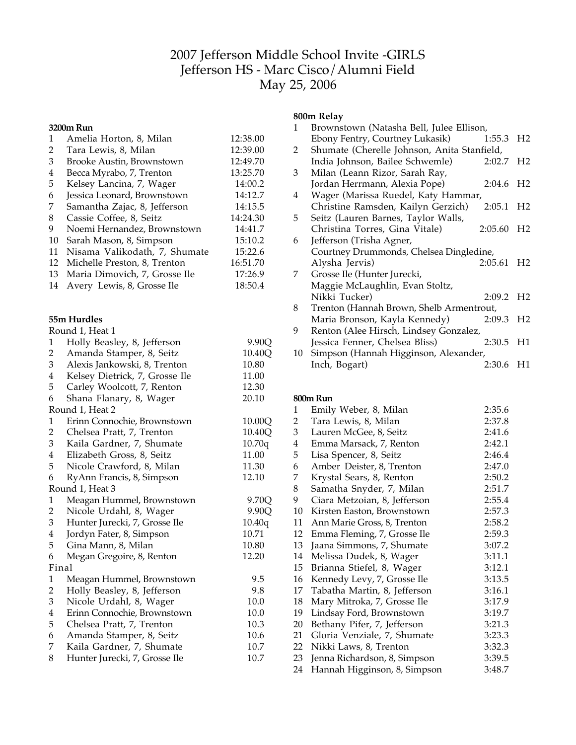# 2007 Jefferson Middle School Invite -GIRLS
## Jefferson HS - Marc Cisco/Alumni Field
## May 25, 2006

### 3200m Run

| | | |
|---|---|---|
| 1 | Amelia Horton, 8, Milan | 12:38.00 |
| 2 | Tara Lewis, 8, Milan | 12:39.00 |
| 3 | Brooke Austin, Brownstown | 12:49.70 |
| 4 | Becca Myrabo, 7, Trenton | 13:25.70 |
| 5 | Kelsey Lancina, 7, Wager | 14:00.2 |
| 6 | Jessica Leonard, Brownstown | 14:12.7 |
| 7 | Samantha Zajac, 8, Jefferson | 14:15.5 |
| 8 | Cassie Coffee, 8, Seitz | 14:24.30 |
| 9 | Noemi Hernandez, Brownstown | 14:41.7 |
| 10 | Sarah Mason, 8, Simpson | 15:10.2 |
| 11 | Nisama Valikodath, 7, Shumate | 15:22.6 |
| 12 | Michelle Preston, 8, Trenton | 16:51.70 |
| 13 | Maria Dimovich, 7, Grosse Ile | 17:26.9 |
| 14 | Avery Lewis, 8, Grosse Ile | 18:50.4 |

### 55m Hurdles

Round 1, Heat 1

| | | |
|---|---|---|
| 1 | Holly Beasley, 8, Jefferson | 9.90Q |
| 2 | Amanda Stamper, 8, Seitz | 10.40Q |
| 3 | Alexis Jankowski, 8, Trenton | 10.80 |
| 4 | Kelsey Dietrick, 7, Grosse Ile | 11.00 |
| 5 | Carley Woolcott, 7, Renton | 12.30 |
| 6 | Shana Flanary, 8, Wager | 20.10 |

Round 1, Heat 2

| | | |
|---|---|---|
| 1 | Erinn Connochie, Brownstown | 10.00Q |
| 2 | Chelsea Pratt, 7, Trenton | 10.40Q |
| 3 | Kaila Gardner, 7, Shumate | 10.70q |
| 4 | Elizabeth Gross, 8, Seitz | 11.00 |
| 5 | Nicole Crawford, 8, Milan | 11.30 |
| 6 | RyAnn Francis, 8, Simpson | 12.10 |

Round 1, Heat 3

| | | |
|---|---|---|
| 1 | Meagan Hummel, Brownstown | 9.70Q |
| 2 | Nicole Urdahl, 8, Wager | 9.90Q |
| 3 | Hunter Jurecki, 7, Grosse Ile | 10.40q |
| 4 | Jordyn Fater, 8, Simpson | 10.71 |
| 5 | Gina Mann, 8, Milan | 10.80 |
| 6 | Megan Gregoire, 8, Renton | 12.20 |

Final

| | | |
|---|---|---|
| 1 | Meagan Hummel, Brownstown | 9.5 |
| 2 | Holly Beasley, 8, Jefferson | 9.8 |
| 3 | Nicole Urdahl, 8, Wager | 10.0 |
| 4 | Erinn Connochie, Brownstown | 10.0 |
| 5 | Chelsea Pratt, 7, Trenton | 10.3 |
| 6 | Amanda Stamper, 8, Seitz | 10.6 |
| 7 | Kaila Gardner, 7, Shumate | 10.7 |
| 8 | Hunter Jurecki, 7, Grosse Ile | 10.7 |

### 800m Relay

| | | | |
|---|---|---|---|
| 1 | Brownstown (Natasha Bell, Julee Ellison, Ebony Fentry, Courtney Lukasik) | 1:55.3 | H2 |
| 2 | Shumate (Cherelle Johnson, Anita Stanfield, India Johnson, Bailee Schwemle) | 2:02.7 | H2 |
| 3 | Milan (Leann Rizor, Sarah Ray, Jordan Herrmann, Alexia Pope) | 2:04.6 | H2 |
| 4 | Wager (Marissa Ruedel, Katy Hammar, Christine Ramsden, Kailyn Gerzich) | 2:05.1 | H2 |
| 5 | Seitz (Lauren Barnes, Taylor Walls, Christina Torres, Gina Vitale) | 2:05.60 | H2 |
| 6 | Jefferson (Trisha Agner, Courtney Drummonds, Chelsea Dingledine, Alysha Jervis) | 2:05.61 | H2 |
| 7 | Grosse Ile (Hunter Jurecki, Maggie McLaughlin, Evan Stoltz, Nikki Tucker) | 2:09.2 | H2 |
| 8 | Trenton (Hannah Brown, Shelb Armentrout, Maria Bronson, Kayla Kennedy) | 2:09.3 | H2 |
| 9 | Renton (Alee Hirsch, Lindsey Gonzalez, Jessica Fenner, Chelsea Bliss) | 2:30.5 | H1 |
| 10 | Simpson (Hannah Higginson, Alexander, Inch, Bogart) | 2:30.6 | H1 |

### 800m Run

| | | |
|---|---|---|
| 1 | Emily Weber, 8, Milan | 2:35.6 |
| 2 | Tara Lewis, 8, Milan | 2:37.8 |
| 3 | Lauren McGee, 8, Seitz | 2:41.6 |
| 4 | Emma Marsack, 7, Renton | 2:42.1 |
| 5 | Lisa Spencer, 8, Seitz | 2:46.4 |
| 6 | Amber Deister, 8, Trenton | 2:47.0 |
| 7 | Krystal Sears, 8, Renton | 2:50.2 |
| 8 | Samatha Snyder, 7, Milan | 2:51.7 |
| 9 | Ciara Metzoian, 8, Jefferson | 2:55.4 |
| 10 | Kirsten Easton, Brownstown | 2:57.3 |
| 11 | Ann Marie Gross, 8, Trenton | 2:58.2 |
| 12 | Emma Fleming, 7, Grosse Ile | 2:59.3 |
| 13 | Jaana Simmons, 7, Shumate | 3:07.2 |
| 14 | Melissa Dudek, 8, Wager | 3:11.1 |
| 15 | Brianna Stiefel, 8, Wager | 3:12.1 |
| 16 | Kennedy Levy, 7, Grosse Ile | 3:13.5 |
| 17 | Tabatha Martin, 8, Jefferson | 3:16.1 |
| 18 | Mary Mitroka, 7, Grosse Ile | 3:17.9 |
| 19 | Lindsay Ford, Brownstown | 3:19.7 |
| 20 | Bethany Pifer, 7, Jefferson | 3:21.3 |
| 21 | Gloria Venziale, 7, Shumate | 3:23.3 |
| 22 | Nikki Laws, 8, Trenton | 3:32.3 |
| 23 | Jenna Richardson, 8, Simpson | 3:39.5 |
| 24 | Hannah Higginson, 8, Simpson | 3:48.7 |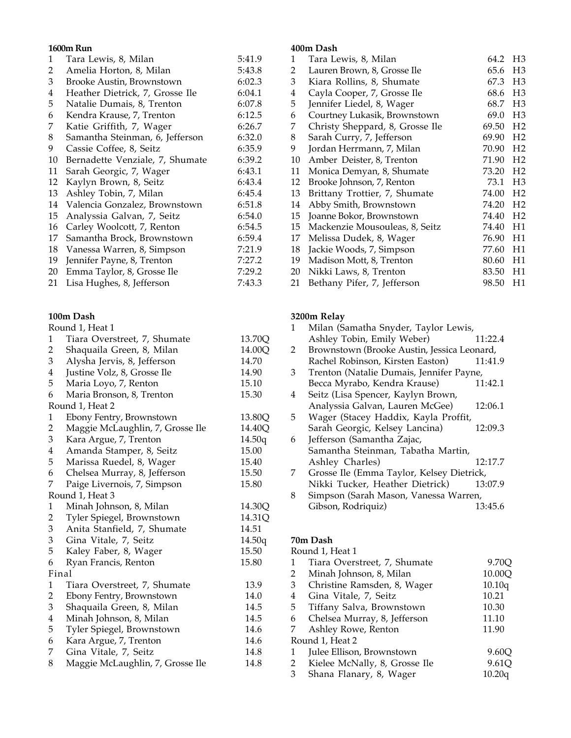**1600m Run**

| | | |
|---|---|---|
| 1 | Tara Lewis, 8, Milan | 5:41.9 |
| 2 | Amelia Horton, 8, Milan | 5:43.8 |
| 3 | Brooke Austin, Brownstown | 6:02.3 |
| 4 | Heather Dietrick, 7, Grosse Ile | 6:04.1 |
| 5 | Natalie Dumais, 8, Trenton | 6:07.8 |
| 6 | Kendra Krause, 7, Trenton | 6:12.5 |
| 7 | Katie Griffith, 7, Wager | 6:26.7 |
| 8 | Samantha Steinman, 6, Jefferson | 6:32.0 |
| 9 | Cassie Coffee, 8, Seitz | 6:35.9 |
| 10 | Bernadette Venziale, 7, Shumate | 6:39.2 |
| 11 | Sarah Georgic, 7, Wager | 6:43.1 |
| 12 | Kaylyn Brown, 8, Seitz | 6:43.4 |
| 13 | Ashley Tobin, 7, Milan | 6:45.4 |
| 14 | Valencia Gonzalez, Brownstown | 6:51.8 |
| 15 | Analyssia Galvan, 7, Seitz | 6:54.0 |
| 16 | Carley Woolcott, 7, Renton | 6:54.5 |
| 17 | Samantha Brock, Brownstown | 6:59.4 |
| 18 | Vanessa Warren, 8, Simpson | 7:21.9 |
| 19 | Jennifer Payne, 8, Trenton | 7:27.2 |
| 20 | Emma Taylor, 8, Grosse Ile | 7:29.2 |
| 21 | Lisa Hughes, 8, Jefferson | 7:43.3 |

**100m Dash**

| | | |
|---|---|---|
| Round 1, Heat 1 | | |
| 1 | Tiara Overstreet, 7, Shumate | 13.70Q |
| 2 | Shaquaila Green, 8, Milan | 14.00Q |
| 3 | Alysha Jervis, 8, Jefferson | 14.70 |
| 4 | Justine Volz, 8, Grosse Ile | 14.90 |
| 5 | Maria Loyo, 7, Renton | 15.10 |
| 6 | Maria Bronson, 8, Trenton | 15.30 |
| Round 1, Heat 2 | | |
| 1 | Ebony Fentry, Brownstown | 13.80Q |
| 2 | Maggie McLaughlin, 7, Grosse Ile | 14.40Q |
| 3 | Kara Argue, 7, Trenton | 14.50q |
| 4 | Amanda Stamper, 8, Seitz | 15.00 |
| 5 | Marissa Ruedel, 8, Wager | 15.40 |
| 6 | Chelsea Murray, 8, Jefferson | 15.50 |
| 7 | Paige Livernois, 7, Simpson | 15.80 |
| Round 1, Heat 3 | | |
| 1 | Minah Johnson, 8, Milan | 14.30Q |
| 2 | Tyler Spiegel, Brownstown | 14.31Q |
| 3 | Anita Stanfield, 7, Shumate | 14.51 |
| 3 | Gina Vitale, 7, Seitz | 14.50q |
| 5 | Kaley Faber, 8, Wager | 15.50 |
| 6 | Ryan Francis, Renton | 15.80 |
| Final | | |
| 1 | Tiara Overstreet, 7, Shumate | 13.9 |
| 2 | Ebony Fentry, Brownstown | 14.0 |
| 3 | Shaquaila Green, 8, Milan | 14.5 |
| 4 | Minah Johnson, 8, Milan | 14.5 |
| 5 | Tyler Spiegel, Brownstown | 14.6 |
| 6 | Kara Argue, 7, Trenton | 14.6 |
| 7 | Gina Vitale, 7, Seitz | 14.8 |
| 8 | Maggie McLaughlin, 7, Grosse Ile | 14.8 |

**400m Dash**

| | | | |
|---|---|---|---|
| 1 | Tara Lewis, 8, Milan | 64.2 | H3 |
| 2 | Lauren Brown, 8, Grosse Ile | 65.6 | H3 |
| 3 | Kiara Rollins, 8, Shumate | 67.3 | H3 |
| 4 | Cayla Cooper, 7, Grosse Ile | 68.6 | H3 |
| 5 | Jennifer Liedel, 8, Wager | 68.7 | H3 |
| 6 | Courtney Lukasik, Brownstown | 69.0 | H3 |
| 7 | Christy Sheppard, 8, Grosse Ile | 69.50 | H2 |
| 8 | Sarah Curry, 7, Jefferson | 69.90 | H2 |
| 9 | Jordan Herrmann, 7, Milan | 70.90 | H2 |
| 10 | Amber Deister, 8, Trenton | 71.90 | H2 |
| 11 | Monica Demyan, 8, Shumate | 73.20 | H2 |
| 12 | Brooke Johnson, 7, Renton | 73.1 | H3 |
| 13 | Brittany Trottier, 7, Shumate | 74.00 | H2 |
| 14 | Abby Smith, Brownstown | 74.20 | H2 |
| 15 | Joanne Bokor, Brownstown | 74.40 | H2 |
| 15 | Mackenzie Mousouleas, 8, Seitz | 74.40 | H1 |
| 17 | Melissa Dudek, 8, Wager | 76.90 | H1 |
| 18 | Jackie Woods, 7, Simpson | 77.60 | H1 |
| 19 | Madison Mott, 8, Trenton | 80.60 | H1 |
| 20 | Nikki Laws, 8, Trenton | 83.50 | H1 |
| 21 | Bethany Pifer, 7, Jefferson | 98.50 | H1 |

**3200m Relay**

| | | |
|---|---|---|
| 1 | Milan (Samatha Snyder, Taylor Lewis, Ashley Tobin, Emily Weber) | 11:22.4 |
| 2 | Brownstown (Brooke Austin, Jessica Leonard, Rachel Robinson, Kirsten Easton) | 11:41.9 |
| 3 | Trenton (Natalie Dumais, Jennifer Payne, Becca Myrabo, Kendra Krause) | 11:42.1 |
| 4 | Seitz (Lisa Spencer, Kaylyn Brown, Analyssia Galvan, Lauren McGee) | 12:06.1 |
| 5 | Wager (Stacey Haddix, Kayla Proffit, Sarah Georgic, Kelsey Lancina) | 12:09.3 |
| 6 | Jefferson (Samantha Zajac, Samantha Steinman, Tabatha Martin, Ashley Charles) | 12:17.7 |
| 7 | Grosse Ile (Emma Taylor, Kelsey Dietrick, Nikki Tucker, Heather Dietrick) | 13:07.9 |
| 8 | Simpson (Sarah Mason, Vanessa Warren, Gibson, Rodriquiz) | 13:45.6 |

**70m Dash**

| | | |
|---|---|---|
| Round 1, Heat 1 | | |
| 1 | Tiara Overstreet, 7, Shumate | 9.70Q |
| 2 | Minah Johnson, 8, Milan | 10.00Q |
| 3 | Christine Ramsden, 8, Wager | 10.10q |
| 4 | Gina Vitale, 7, Seitz | 10.21 |
| 5 | Tiffany Salva, Brownstown | 10.30 |
| 6 | Chelsea Murray, 8, Jefferson | 11.10 |
| 7 | Ashley Rowe, Renton | 11.90 |
| Round 1, Heat 2 | | |
| 1 | Julee Ellison, Brownstown | 9.60Q |
| 2 | Kielee McNally, 8, Grosse Ile | 9.61Q |
| 3 | Shana Flanary, 8, Wager | 10.20q |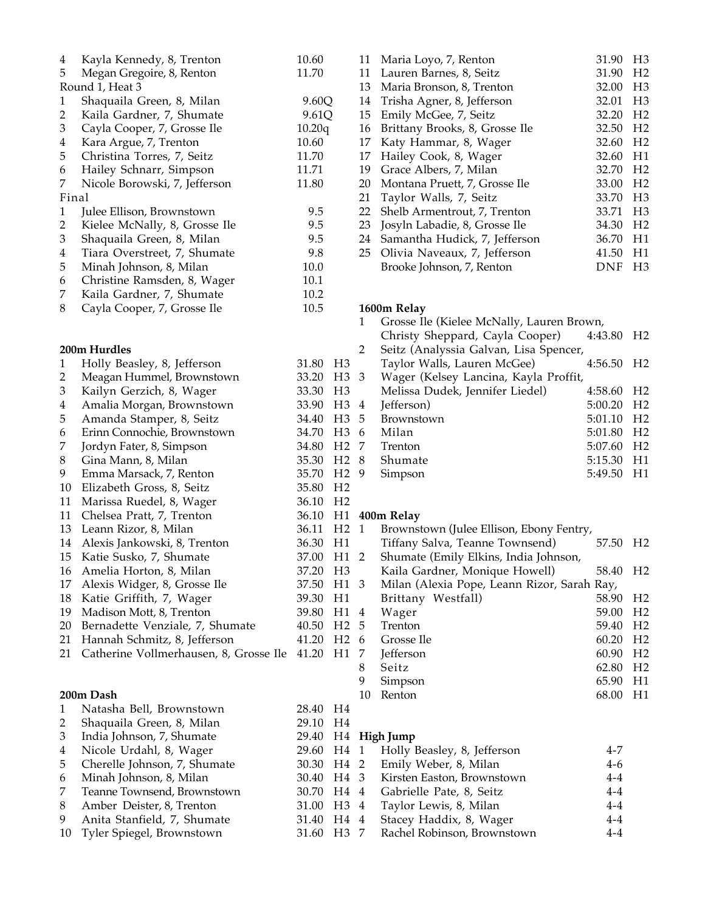| | | |
|---|---|---|
| 4 | Kayla Kennedy, 8, Trenton | 10.60 |
| 5 | Megan Gregoire, 8, Renton | 11.70 |

Round 1, Heat 3

| | | |
|---|---|---|
| 1 | Shaquaila Green, 8, Milan | 9.60Q |
| 2 | Kaila Gardner, 7, Shumate | 9.61Q |
| 3 | Cayla Cooper, 7, Grosse Ile | 10.20q |
| 4 | Kara Argue, 7, Trenton | 10.60 |
| 5 | Christina Torres, 7, Seitz | 11.70 |
| 6 | Hailey Schnarr, Simpson | 11.71 |
| 7 | Nicole Borowski, 7, Jefferson | 11.80 |

Final

| | | |
|---|---|---|
| 1 | Julee Ellison, Brownstown | 9.5 |
| 2 | Kielee McNally, 8, Grosse Ile | 9.5 |
| 3 | Shaquaila Green, 8, Milan | 9.5 |
| 4 | Tiara Overstreet, 7, Shumate | 9.8 |
| 5 | Minah Johnson, 8, Milan | 10.0 |
| 6 | Christine Ramsden, 8, Wager | 10.1 |
| 7 | Kaila Gardner, 7, Shumate | 10.2 |
| 8 | Cayla Cooper, 7, Grosse Ile | 10.5 |

**200m Hurdles**

| | | | |
|---|---|---|---|
| 1 | Holly Beasley, 8, Jefferson | 31.80 | H3 |
| 2 | Meagan Hummel, Brownstown | 33.20 | H3 |
| 3 | Kailyn Gerzich, 8, Wager | 33.30 | H3 |
| 4 | Amalia Morgan, Brownstown | 33.90 | H3 |
| 5 | Amanda Stamper, 8, Seitz | 34.40 | H3 |
| 6 | Erinn Connochie, Brownstown | 34.70 | H3 |
| 7 | Jordyn Fater, 8, Simpson | 34.80 | H2 |
| 8 | Gina Mann, 8, Milan | 35.30 | H2 |
| 9 | Emma Marsack, 7, Renton | 35.70 | H2 |
| 10 | Elizabeth Gross, 8, Seitz | 35.80 | H2 |
| 11 | Marissa Ruedel, 8, Wager | 36.10 | H2 |
| 11 | Chelsea Pratt, 7, Trenton | 36.10 | H1 |
| 13 | Leann Rizor, 8, Milan | 36.11 | H2 |
| 14 | Alexis Jankowski, 8, Trenton | 36.30 | H1 |
| 15 | Katie Susko, 7, Shumate | 37.00 | H1 |
| 16 | Amelia Horton, 8, Milan | 37.20 | H3 |
| 17 | Alexis Widger, 8, Grosse Ile | 37.50 | H1 |
| 18 | Katie Griffith, 7, Wager | 39.30 | H1 |
| 19 | Madison Mott, 8, Trenton | 39.80 | H1 |
| 20 | Bernadette Venziale, 7, Shumate | 40.50 | H2 |
| 21 | Hannah Schmitz, 8, Jefferson | 41.20 | H2 |
| 21 | Catherine Vollmerhausen, 8, Grosse Ile | 41.20 | H1 |

**200m Dash**

| | | | |
|---|---|---|---|
| 1 | Natasha Bell, Brownstown | 28.40 | H4 |
| 2 | Shaquaila Green, 8, Milan | 29.10 | H4 |
| 3 | India Johnson, 7, Shumate | 29.40 | H4 |
| 4 | Nicole Urdahl, 8, Wager | 29.60 | H4 |
| 5 | Cherelle Johnson, 7, Shumate | 30.30 | H4 |
| 6 | Minah Johnson, 8, Milan | 30.40 | H4 |
| 7 | Teanne Townsend, Brownstown | 30.70 | H4 |
| 8 | Amber Deister, 8, Trenton | 31.00 | H3 |
| 9 | Anita Stanfield, 7, Shumate | 31.40 | H4 |
| 10 | Tyler Spiegel, Brownstown | 31.60 | H3 |
| 11 | Maria Loyo, 7, Renton | 31.90 | H3 |
| 11 | Lauren Barnes, 8, Seitz | 31.90 | H2 |
| 13 | Maria Bronson, 8, Trenton | 32.00 | H3 |
| 14 | Trisha Agner, 8, Jefferson | 32.01 | H3 |
| 15 | Emily McGee, 7, Seitz | 32.20 | H2 |
| 16 | Brittany Brooks, 8, Grosse Ile | 32.50 | H2 |
| 17 | Katy Hammar, 8, Wager | 32.60 | H2 |
| 17 | Hailey Cook, 8, Wager | 32.60 | H1 |
| 19 | Grace Albers, 7, Milan | 32.70 | H2 |
| 20 | Montana Pruett, 7, Grosse Ile | 33.00 | H2 |
| 21 | Taylor Walls, 7, Seitz | 33.70 | H3 |
| 22 | Shelb Armentrout, 7, Trenton | 33.71 | H3 |
| 23 | Josyln Labadie, 8, Grosse Ile | 34.30 | H2 |
| 24 | Samantha Hudick, 7, Jefferson | 36.70 | H1 |
| 25 | Olivia Naveaux, 7, Jefferson | 41.50 | H1 |
| | Brooke Johnson, 7, Renton | DNF | H3 |

**1600m Relay**

| | | | |
|---|---|---|---|
| 1 | Grosse Ile (Kielee McNally, Lauren Brown, Christy Sheppard, Cayla Cooper) | 4:43.80 | H2 |
| 2 | Seitz (Analyssia Galvan, Lisa Spencer, Taylor Walls, Lauren McGee) | 4:56.50 | H2 |
| 3 | Wager (Kelsey Lancina, Kayla Proffit, Melissa Dudek, Jennifer Liedel) | 4:58.60 | H2 |
| 4 | Jefferson) | 5:00.20 | H2 |
| 5 | Brownstown | 5:01.10 | H2 |
| 6 | Milan | 5:01.80 | H2 |
| 7 | Trenton | 5:07.60 | H2 |
| 8 | Shumate | 5:15.30 | H1 |
| 9 | Simpson | 5:49.50 | H1 |

**400m Relay**

| | | | |
|---|---|---|---|
| 1 | Brownstown (Julee Ellison, Ebony Fentry, Tiffany Salva, Teanne Townsend) | 57.50 | H2 |
| 2 | Shumate (Emily Elkins, India Johnson, Kaila Gardner, Monique Howell) | 58.40 | H2 |
| 3 | Milan (Alexia Pope, Leann Rizor, Sarah Ray, Brittany Westfall) | 58.90 | H2 |
| 4 | Wager | 59.00 | H2 |
| 5 | Trenton | 59.40 | H2 |
| 6 | Grosse Ile | 60.20 | H2 |
| 7 | Jefferson | 60.90 | H2 |
| 8 | Seitz | 62.80 | H2 |
| 9 | Simpson | 65.90 | H1 |
| 10 | Renton | 68.00 | H1 |

**High Jump**

| | | |
|---|---|---|
| 1 | Holly Beasley, 8, Jefferson | 4-7 |
| 2 | Emily Weber, 8, Milan | 4-6 |
| 3 | Kirsten Easton, Brownstown | 4-4 |
| 4 | Gabrielle Pate, 8, Seitz | 4-4 |
| 4 | Taylor Lewis, 8, Milan | 4-4 |
| 4 | Stacey Haddix, 8, Wager | 4-4 |
| 7 | Rachel Robinson, Brownstown | 4-4 |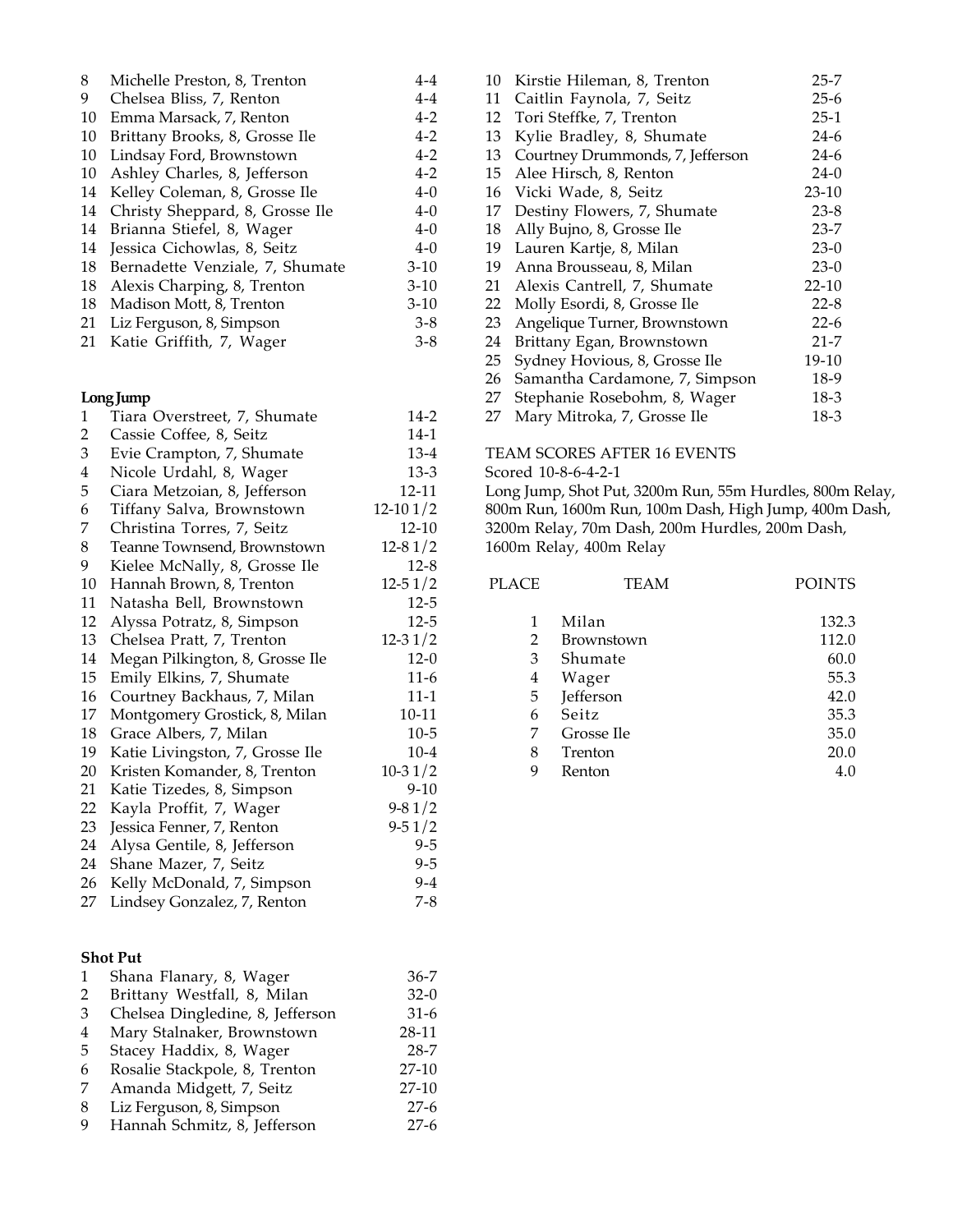| | | |
|---|---|---|
| 8 | Michelle Preston, 8, Trenton | 4-4 |
| 9 | Chelsea Bliss, 7, Renton | 4-4 |
| 10 | Emma Marsack, 7, Renton | 4-2 |
| 10 | Brittany Brooks, 8, Grosse Ile | 4-2 |
| 10 | Lindsay Ford, Brownstown | 4-2 |
| 10 | Ashley Charles, 8, Jefferson | 4-2 |
| 14 | Kelley Coleman, 8, Grosse Ile | 4-0 |
| 14 | Christy Sheppard, 8, Grosse Ile | 4-0 |
| 14 | Brianna Stiefel, 8, Wager | 4-0 |
| 14 | Jessica Cichowlas, 8, Seitz | 4-0 |
| 18 | Bernadette Venziale, 7, Shumate | 3-10 |
| 18 | Alexis Charping, 8, Trenton | 3-10 |
| 18 | Madison Mott, 8, Trenton | 3-10 |
| 21 | Liz Ferguson, 8, Simpson | 3-8 |
| 21 | Katie Griffith, 7, Wager | 3-8 |

**Long Jump**

| | | |
|---|---|---|
| 1 | Tiara Overstreet, 7, Shumate | 14-2 |
| 2 | Cassie Coffee, 8, Seitz | 14-1 |
| 3 | Evie Crampton, 7, Shumate | 13-4 |
| 4 | Nicole Urdahl, 8, Wager | 13-3 |
| 5 | Ciara Metzoian, 8, Jefferson | 12-11 |
| 6 | Tiffany Salva, Brownstown | 12-10 1/2 |
| 7 | Christina Torres, 7, Seitz | 12-10 |
| 8 | Teanne Townsend, Brownstown | 12-8 1/2 |
| 9 | Kielee McNally, 8, Grosse Ile | 12-8 |
| 10 | Hannah Brown, 8, Trenton | 12-5 1/2 |
| 11 | Natasha Bell, Brownstown | 12-5 |
| 12 | Alyssa Potratz, 8, Simpson | 12-5 |
| 13 | Chelsea Pratt, 7, Trenton | 12-3 1/2 |
| 14 | Megan Pilkington, 8, Grosse Ile | 12-0 |
| 15 | Emily Elkins, 7, Shumate | 11-6 |
| 16 | Courtney Backhaus, 7, Milan | 11-1 |
| 17 | Montgomery Grostick, 8, Milan | 10-11 |
| 18 | Grace Albers, 7, Milan | 10-5 |
| 19 | Katie Livingston, 7, Grosse Ile | 10-4 |
| 20 | Kristen Komander, 8, Trenton | 10-3 1/2 |
| 21 | Katie Tizedes, 8, Simpson | 9-10 |
| 22 | Kayla Proffit, 7, Wager | 9-8 1/2 |
| 23 | Jessica Fenner, 7, Renton | 9-5 1/2 |
| 24 | Alysa Gentile, 8, Jefferson | 9-5 |
| 24 | Shane Mazer, 7, Seitz | 9-5 |
| 26 | Kelly McDonald, 7, Simpson | 9-4 |
| 27 | Lindsey Gonzalez, 7, Renton | 7-8 |

**Shot Put**

| | | |
|---|---|---|
| 1 | Shana Flanary, 8, Wager | 36-7 |
| 2 | Brittany Westfall, 8, Milan | 32-0 |
| 3 | Chelsea Dingledine, 8, Jefferson | 31-6 |
| 4 | Mary Stalnaker, Brownstown | 28-11 |
| 5 | Stacey Haddix, 8, Wager | 28-7 |
| 6 | Rosalie Stackpole, 8, Trenton | 27-10 |
| 7 | Amanda Midgett, 7, Seitz | 27-10 |
| 8 | Liz Ferguson, 8, Simpson | 27-6 |
| 9 | Hannah Schmitz, 8, Jefferson | 27-6 |
| 10 | Kirstie Hileman, 8, Trenton | 25-7 |
| 11 | Caitlin Faynola, 7, Seitz | 25-6 |
| 12 | Tori Steffke, 7, Trenton | 25-1 |
| 13 | Kylie Bradley, 8, Shumate | 24-6 |
| 13 | Courtney Drummonds, 7, Jefferson | 24-6 |
| 15 | Alee Hirsch, 8, Renton | 24-0 |
| 16 | Vicki Wade, 8, Seitz | 23-10 |
| 17 | Destiny Flowers, 7, Shumate | 23-8 |
| 18 | Ally Bujno, 8, Grosse Ile | 23-7 |
| 19 | Lauren Kartje, 8, Milan | 23-0 |
| 19 | Anna Brousseau, 8, Milan | 23-0 |
| 21 | Alexis Cantrell, 7, Shumate | 22-10 |
| 22 | Molly Esordi, 8, Grosse Ile | 22-8 |
| 23 | Angelique Turner, Brownstown | 22-6 |
| 24 | Brittany Egan, Brownstown | 21-7 |
| 25 | Sydney Hovious, 8, Grosse Ile | 19-10 |
| 26 | Samantha Cardamone, 7, Simpson | 18-9 |
| 27 | Stephanie Rosebohm, 8, Wager | 18-3 |
| 27 | Mary Mitroka, 7, Grosse Ile | 18-3 |

TEAM SCORES AFTER 16 EVENTS
Scored 10-8-6-4-2-1
Long Jump, Shot Put, 3200m Run, 55m Hurdles, 800m Relay, 800m Run, 1600m Run, 100m Dash, High Jump, 400m Dash, 3200m Relay, 70m Dash, 200m Hurdles, 200m Dash, 1600m Relay, 400m Relay

| PLACE | TEAM | POINTS |
|---|---|---|
| 1 | Milan | 132.3 |
| 2 | Brownstown | 112.0 |
| 3 | Shumate | 60.0 |
| 4 | Wager | 55.3 |
| 5 | Jefferson | 42.0 |
| 6 | Seitz | 35.3 |
| 7 | Grosse Ile | 35.0 |
| 8 | Trenton | 20.0 |
| 9 | Renton | 4.0 |